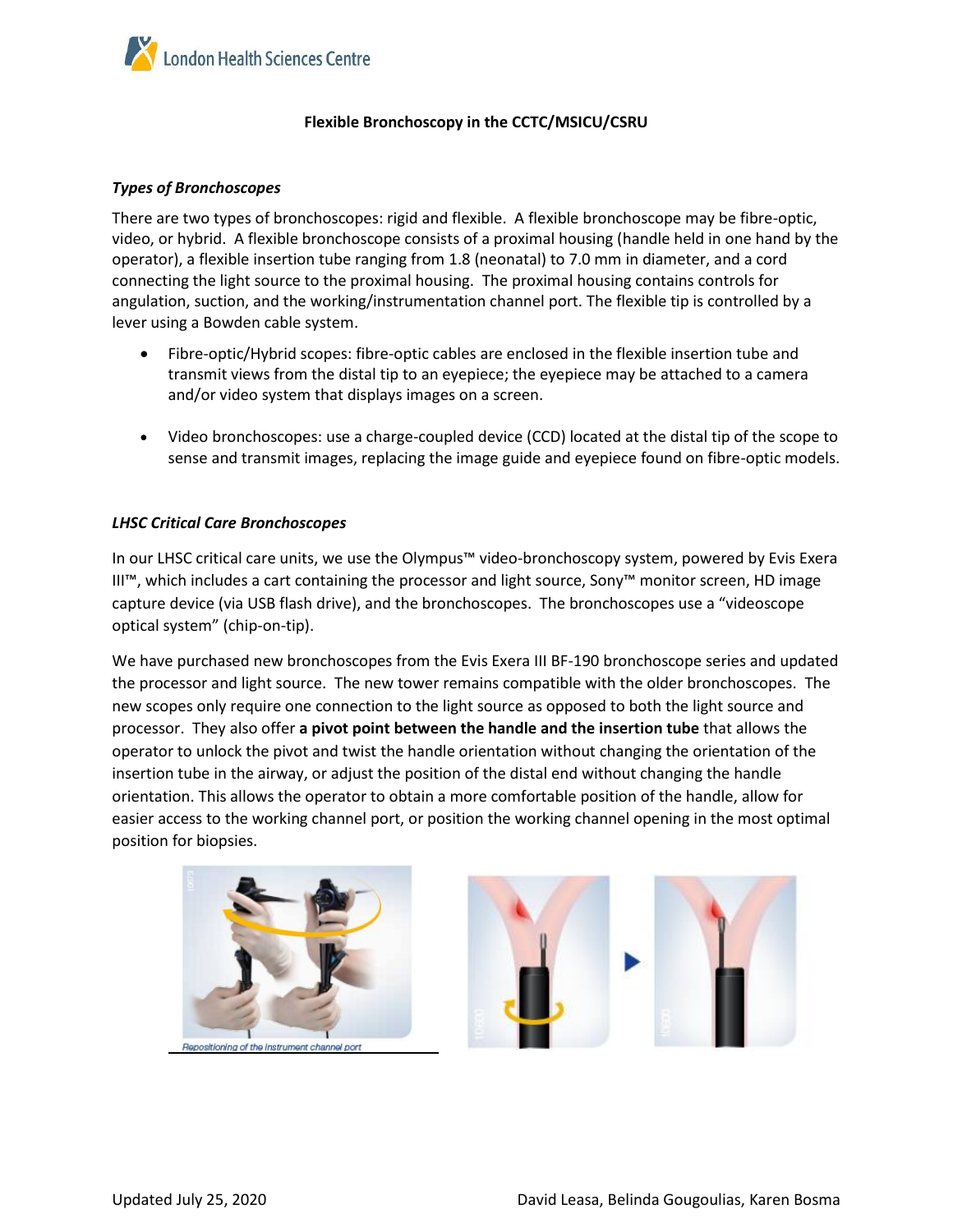# Flexible Bronchoscopy in the CCTC/MSICU/CSRU

### *Types of Bronchoscopes*

There are two types of bronchoscopes: rigid and flexible. A flexible bronchoscope may be fibre-optic, video, or hybrid. A flexible bronchoscope consists of a proximal housing (handle held in one hand by the operator), a flexible insertion tube ranging from 1.8 (neonatal) to 7.0 mm in diameter, and a cord connecting the light source to the proximal housing. The proximal housing contains controls for angulation, suction, and the working/instrumentation channel port. The flexible tip is controlled by a lever using a Bowden cable system.

- Fibre-optic/Hybrid scopes: fibre-optic cables are enclosed in the flexible insertion tube and transmit views from the distal tip to an eyepiece; the eyepiece may be attached to a camera and/or video system that displays images on a screen.

- Video bronchoscopes: use a charge-coupled device (CCD) located at the distal tip of the scope to sense and transmit images, replacing the image guide and eyepiece found on fibre-optic models.

### *LHSC Critical Care Bronchoscopes*

In our LHSC critical care units, we use the Olympus™ video-bronchoscopy system, powered by Evis Exera III™, which includes a cart containing the processor and light source, Sony™ monitor screen, HD image capture device (via USB flash drive), and the bronchoscopes. The bronchoscopes use a "videoscope optical system" (chip-on-tip).

We have purchased new bronchoscopes from the Evis Exera III BF-190 bronchoscope series and updated the processor and light source. The new tower remains compatible with the older bronchoscopes. The new scopes only require one connection to the light source as opposed to both the light source and processor. They also offer **a pivot point between the handle and the insertion tube** that allows the operator to unlock the pivot and twist the handle orientation without changing the orientation of the insertion tube in the airway, or adjust the position of the distal end without changing the handle orientation. This allows the operator to obtain a more comfortable position of the handle, allow for easier access to the working channel port, or position the working channel opening in the most optimal position for biopsies.

*Repositioning of the instrument channel port*

Updated July 25, 2020

David Leasa, Belinda Gougoulias, Karen Bosma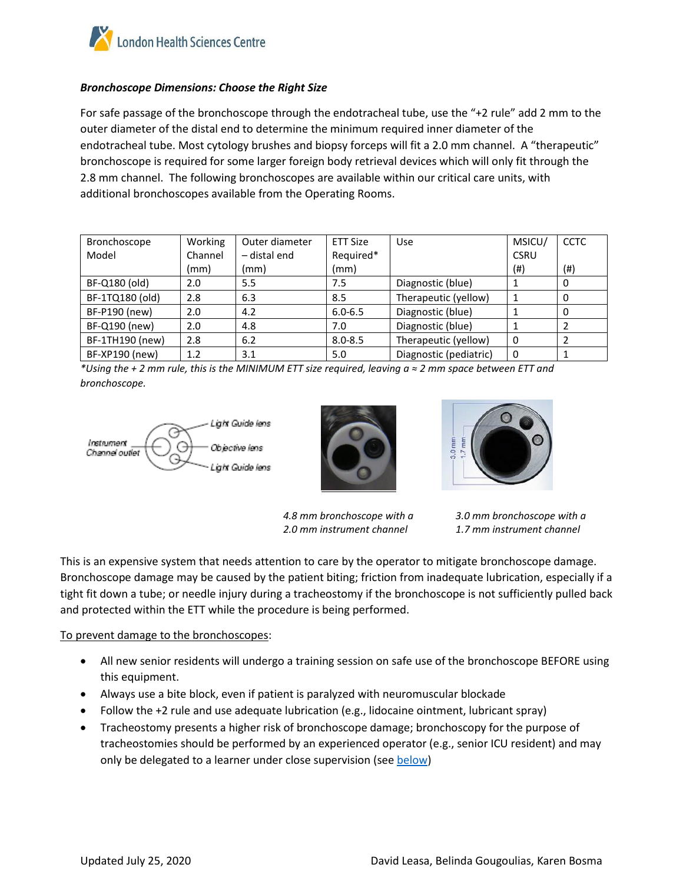***Bronchoscope Dimensions: Choose the Right Size***

For safe passage of the bronchoscope through the endotracheal tube, use the "+2 rule" add 2 mm to the outer diameter of the distal end to determine the minimum required inner diameter of the endotracheal tube. Most cytology brushes and biopsy forceps will fit a 2.0 mm channel. A "therapeutic" bronchoscope is required for some larger foreign body retrieval devices which will only fit through the 2.8 mm channel. The following bronchoscopes are available within our critical care units, with additional bronchoscopes available from the Operating Rooms.

| Bronchoscope Model | Working Channel (mm) | Outer diameter – distal end (mm) | ETT Size Required* (mm) | Use | MSICU/ CSRU (#) | CCTC (#) |
|---|---|---|---|---|---|---|
| BF-Q180 (old) | 2.0 | 5.5 | 7.5 | Diagnostic (blue) | 1 | 0 |
| BF-1TQ180 (old) | 2.8 | 6.3 | 8.5 | Therapeutic (yellow) | 1 | 0 |
| BF-P190 (new) | 2.0 | 4.2 | 6.0-6.5 | Diagnostic (blue) | 1 | 0 |
| BF-Q190 (new) | 2.0 | 4.8 | 7.0 | Diagnostic (blue) | 1 | 2 |
| BF-1TH190 (new) | 2.8 | 6.2 | 8.0-8.5 | Therapeutic (yellow) | 0 | 2 |
| BF-XP190 (new) | 1.2 | 3.1 | 5.0 | Diagnostic (pediatric) | 0 | 1 |

**Using the + 2 mm rule, this is the MINIMUM ETT size required, leaving a ≈ 2 mm space between ETT and bronchoscope.*

Instrument Channel outlet — Light Guide lens — Objective lens — Light Guide lens

*4.8 mm bronchoscope with a 2.0 mm instrument channel*

*3.0 mm bronchoscope with a 1.7 mm instrument channel*

This is an expensive system that needs attention to care by the operator to mitigate bronchoscope damage. Bronchoscope damage may be caused by the patient biting; friction from inadequate lubrication, especially if a tight fit down a tube; or needle injury during a tracheostomy if the bronchoscope is not sufficiently pulled back and protected within the ETT while the procedure is being performed.

<u>To prevent damage to the bronchoscopes</u>:

- All new senior residents will undergo a training session on safe use of the bronchoscope BEFORE using this equipment.
- Always use a bite block, even if patient is paralyzed with neuromuscular blockade
- Follow the +2 rule and use adequate lubrication (e.g., lidocaine ointment, lubricant spray)
- Tracheostomy presents a higher risk of bronchoscope damage; bronchoscopy for the purpose of tracheostomies should be performed by an experienced operator (e.g., senior ICU resident) and may only be delegated to a learner under close supervision (see below)

Updated July 25, 2020 — David Leasa, Belinda Gougoulias, Karen Bosma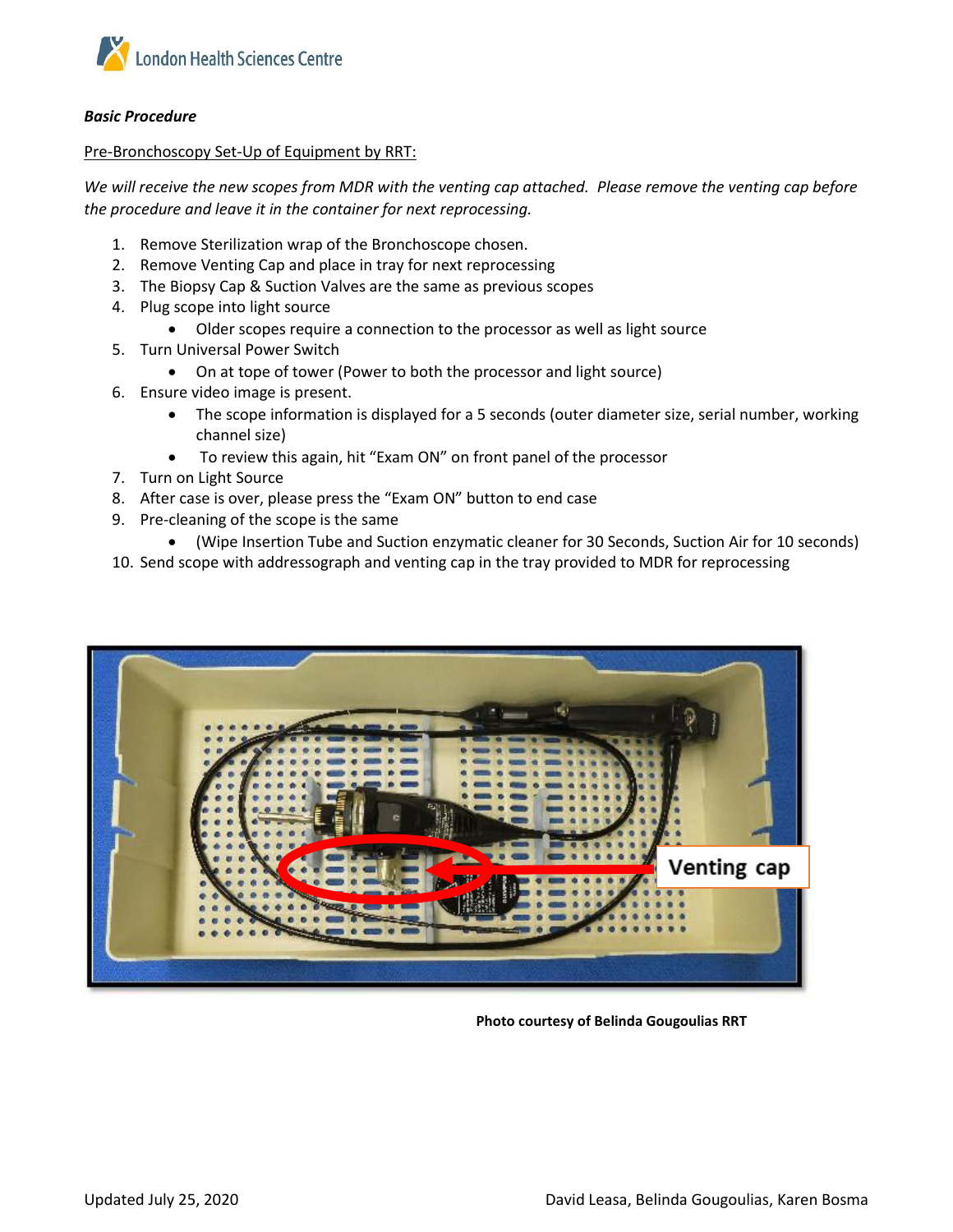***Basic Procedure***

Pre-Bronchoscopy Set-Up of Equipment by RRT:

*We will receive the new scopes from MDR with the venting cap attached. Please remove the venting cap before the procedure and leave it in the container for next reprocessing.*

1. Remove Sterilization wrap of the Bronchoscope chosen.
2. Remove Venting Cap and place in tray for next reprocessing
3. The Biopsy Cap & Suction Valves are the same as previous scopes
4. Plug scope into light source
   - Older scopes require a connection to the processor as well as light source
5. Turn Universal Power Switch
   - On at tope of tower (Power to both the processor and light source)
6. Ensure video image is present.
   - The scope information is displayed for a 5 seconds (outer diameter size, serial number, working channel size)
   - To review this again, hit "Exam ON" on front panel of the processor
7. Turn on Light Source
8. After case is over, please press the "Exam ON" button to end case
9. Pre-cleaning of the scope is the same
   - (Wipe Insertion Tube and Suction enzymatic cleaner for 30 Seconds, Suction Air for 10 seconds)
10. Send scope with addressograph and venting cap in the tray provided to MDR for reprocessing

Venting cap

**Photo courtesy of Belinda Gougoulias RRT**

Updated July 25, 2020 David Leasa, Belinda Gougoulias, Karen Bosma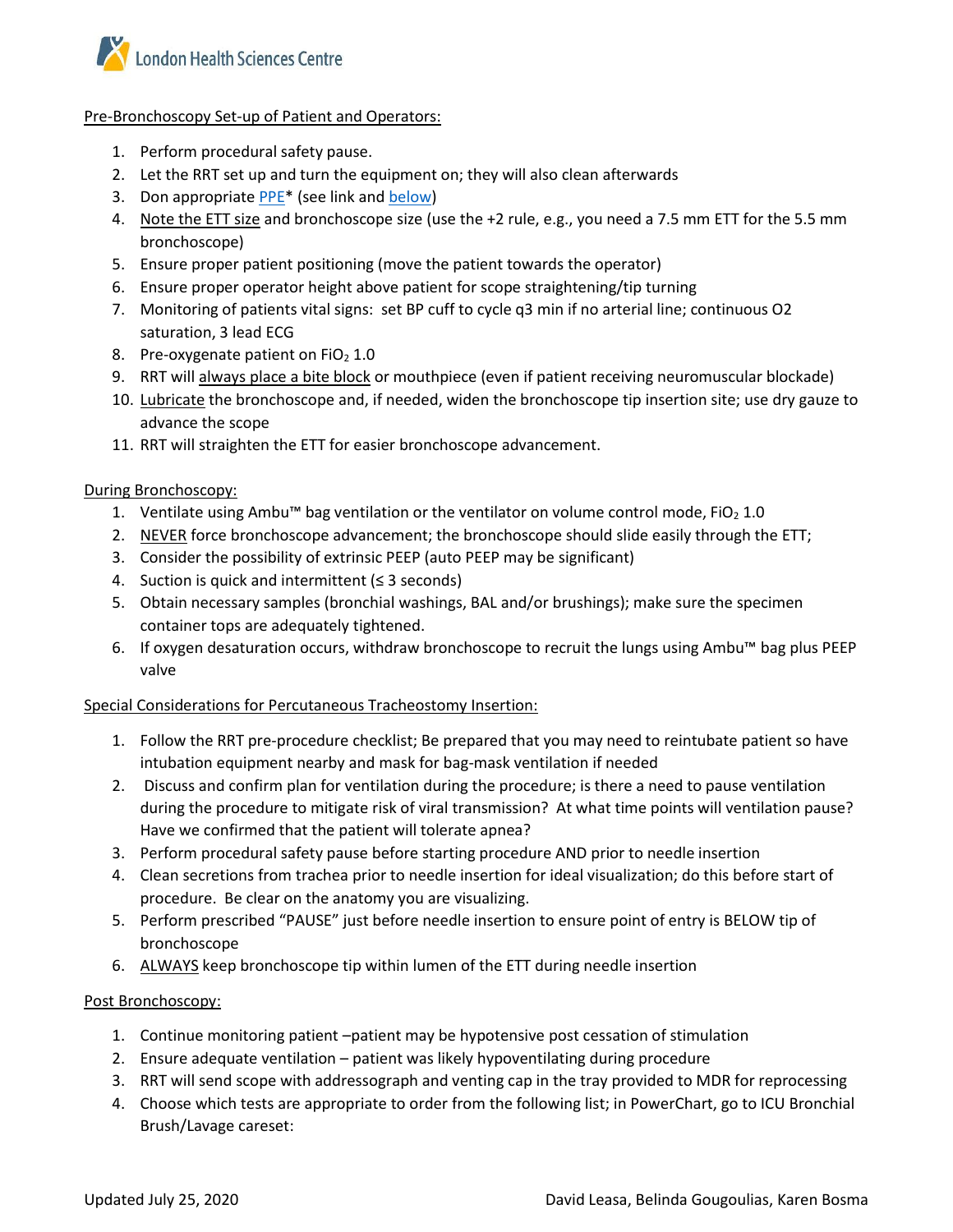Pre-Bronchoscopy Set-up of Patient and Operators:

1. Perform procedural safety pause.
2. Let the RRT set up and turn the equipment on; they will also clean afterwards
3. Don appropriate PPE* (see link and below)
4. Note the ETT size and bronchoscope size (use the +2 rule, e.g., you need a 7.5 mm ETT for the 5.5 mm bronchoscope)
5. Ensure proper patient positioning (move the patient towards the operator)
6. Ensure proper operator height above patient for scope straightening/tip turning
7. Monitoring of patients vital signs: set BP cuff to cycle q3 min if no arterial line; continuous O2 saturation, 3 lead ECG
8. Pre-oxygenate patient on $FiO_2$ 1.0
9. RRT will always place a bite block or mouthpiece (even if patient receiving neuromuscular blockade)
10. Lubricate the bronchoscope and, if needed, widen the bronchoscope tip insertion site; use dry gauze to advance the scope
11. RRT will straighten the ETT for easier bronchoscope advancement.

During Bronchoscopy:

1. Ventilate using Ambu™ bag ventilation or the ventilator on volume control mode, $FiO_2$ 1.0
2. NEVER force bronchoscope advancement; the bronchoscope should slide easily through the ETT;
3. Consider the possibility of extrinsic PEEP (auto PEEP may be significant)
4. Suction is quick and intermittent (≤ 3 seconds)
5. Obtain necessary samples (bronchial washings, BAL and/or brushings); make sure the specimen container tops are adequately tightened.
6. If oxygen desaturation occurs, withdraw bronchoscope to recruit the lungs using Ambu™ bag plus PEEP valve

Special Considerations for Percutaneous Tracheostomy Insertion:

1. Follow the RRT pre-procedure checklist; Be prepared that you may need to reintubate patient so have intubation equipment nearby and mask for bag-mask ventilation if needed
2. Discuss and confirm plan for ventilation during the procedure; is there a need to pause ventilation during the procedure to mitigate risk of viral transmission? At what time points will ventilation pause? Have we confirmed that the patient will tolerate apnea?
3. Perform procedural safety pause before starting procedure AND prior to needle insertion
4. Clean secretions from trachea prior to needle insertion for ideal visualization; do this before start of procedure. Be clear on the anatomy you are visualizing.
5. Perform prescribed "PAUSE" just before needle insertion to ensure point of entry is BELOW tip of bronchoscope
6. ALWAYS keep bronchoscope tip within lumen of the ETT during needle insertion

Post Bronchoscopy:

1. Continue monitoring patient –patient may be hypotensive post cessation of stimulation
2. Ensure adequate ventilation – patient was likely hypoventilating during procedure
3. RRT will send scope with addressograph and venting cap in the tray provided to MDR for reprocessing
4. Choose which tests are appropriate to order from the following list; in PowerChart, go to ICU Bronchial Brush/Lavage careset:

Updated July 25, 2020 David Leasa, Belinda Gougoulias, Karen Bosma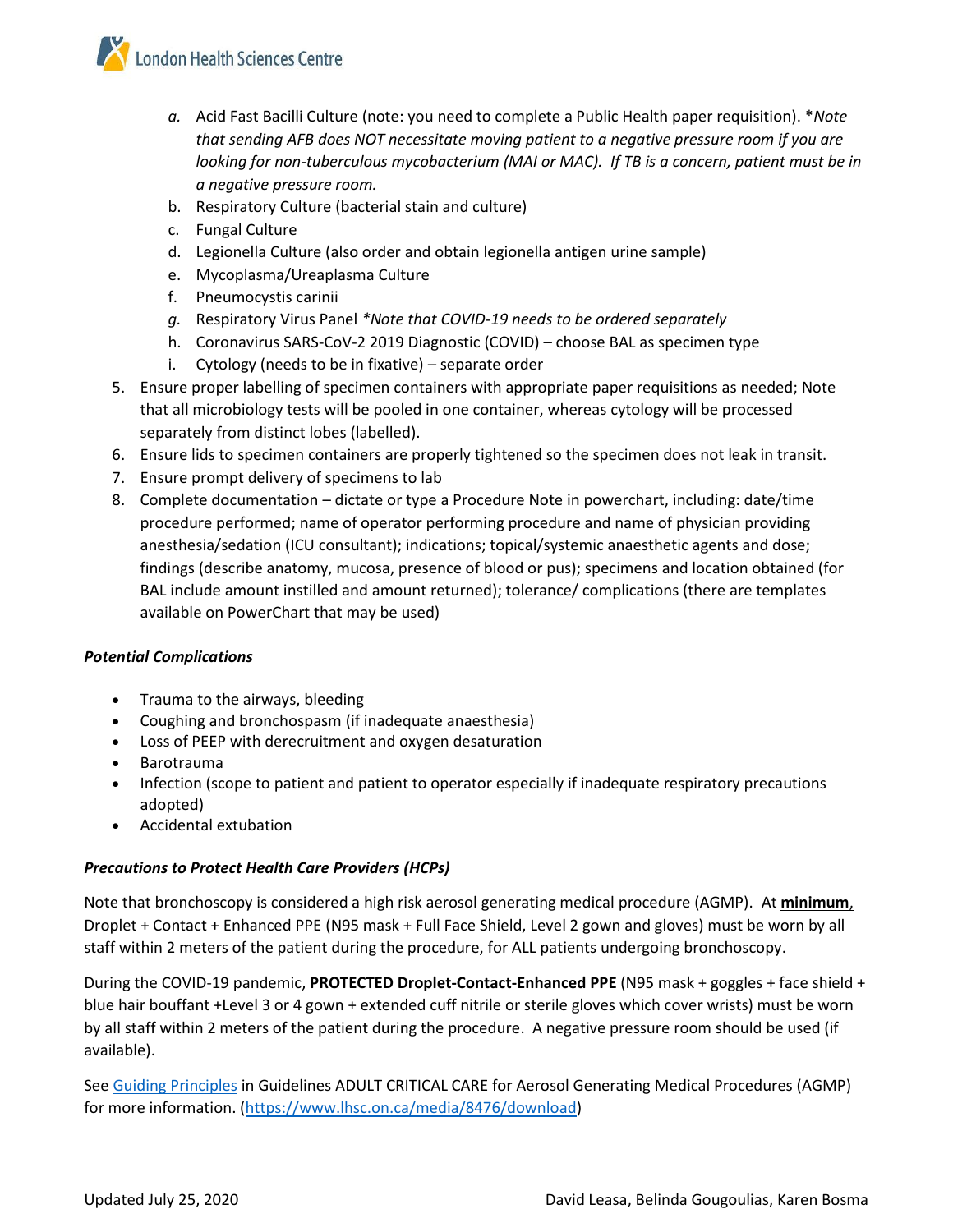a. Acid Fast Bacilli Culture (note: you need to complete a Public Health paper requisition). **Note that sending AFB does NOT necessitate moving patient to a negative pressure room if you are looking for non-tuberculous mycobacterium (MAI or MAC). If TB is a concern, patient must be in a negative pressure room.*
   b. Respiratory Culture (bacterial stain and culture)
   c. Fungal Culture
   d. Legionella Culture (also order and obtain legionella antigen urine sample)
   e. Mycoplasma/Ureaplasma Culture
   f. Pneumocystis carinii
   g. Respiratory Virus Panel **Note that COVID-19 needs to be ordered separately*
   h. Coronavirus SARS-CoV-2 2019 Diagnostic (COVID) – choose BAL as specimen type
   i. Cytology (needs to be in fixative) – separate order
5. Ensure proper labelling of specimen containers with appropriate paper requisitions as needed; Note that all microbiology tests will be pooled in one container, whereas cytology will be processed separately from distinct lobes (labelled).
6. Ensure lids to specimen containers are properly tightened so the specimen does not leak in transit.
7. Ensure prompt delivery of specimens to lab
8. Complete documentation – dictate or type a Procedure Note in powerchart, including: date/time procedure performed; name of operator performing procedure and name of physician providing anesthesia/sedation (ICU consultant); indications; topical/systemic anaesthetic agents and dose; findings (describe anatomy, mucosa, presence of blood or pus); specimens and location obtained (for BAL include amount instilled and amount returned); tolerance/ complications (there are templates available on PowerChart that may be used)

***Potential Complications***

- Trauma to the airways, bleeding
- Coughing and bronchospasm (if inadequate anaesthesia)
- Loss of PEEP with derecruitment and oxygen desaturation
- Barotrauma
- Infection (scope to patient and patient to operator especially if inadequate respiratory precautions adopted)
- Accidental extubation

***Precautions to Protect Health Care Providers (HCPs)***

Note that bronchoscopy is considered a high risk aerosol generating medical procedure (AGMP). At **minimum**, Droplet + Contact + Enhanced PPE (N95 mask + Full Face Shield, Level 2 gown and gloves) must be worn by all staff within 2 meters of the patient during the procedure, for ALL patients undergoing bronchoscopy.

During the COVID-19 pandemic, **PROTECTED Droplet-Contact-Enhanced PPE** (N95 mask + goggles + face shield + blue hair bouffant +Level 3 or 4 gown + extended cuff nitrile or sterile gloves which cover wrists) must be worn by all staff within 2 meters of the patient during the procedure. A negative pressure room should be used (if available).

See [Guiding Principles](https://www.lhsc.on.ca/media/8476/download) in Guidelines ADULT CRITICAL CARE for Aerosol Generating Medical Procedures (AGMP) for more information. (https://www.lhsc.on.ca/media/8476/download)

Updated July 25, 2020 David Leasa, Belinda Gougoulias, Karen Bosma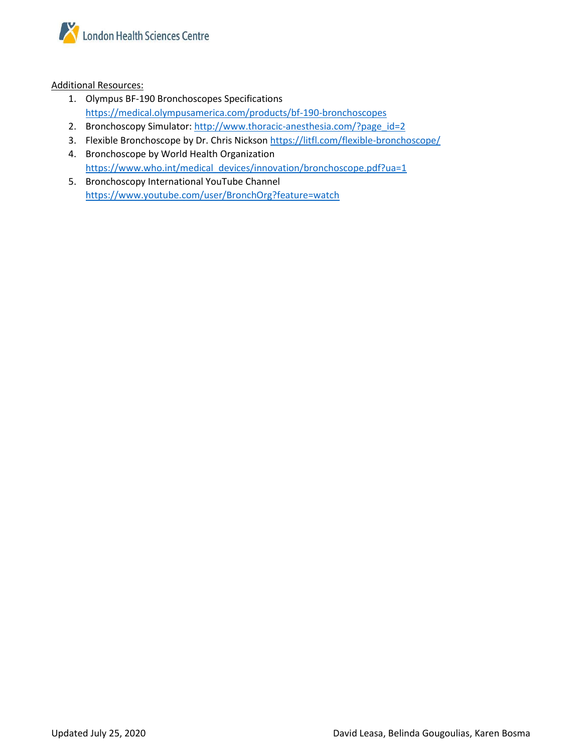Additional Resources:

1. Olympus BF-190 Bronchoscopes Specifications
   https://medical.olympusamerica.com/products/bf-190-bronchoscopes
2. Bronchoscopy Simulator: http://www.thoracic-anesthesia.com/?page_id=2
3. Flexible Bronchoscope by Dr. Chris Nickson https://litfl.com/flexible-bronchoscope/
4. Bronchoscope by World Health Organization
   https://www.who.int/medical_devices/innovation/bronchoscope.pdf?ua=1
5. Bronchoscopy International YouTube Channel
   https://www.youtube.com/user/BronchOrg?feature=watch

Updated July 25, 2020

David Leasa, Belinda Gougoulias, Karen Bosma